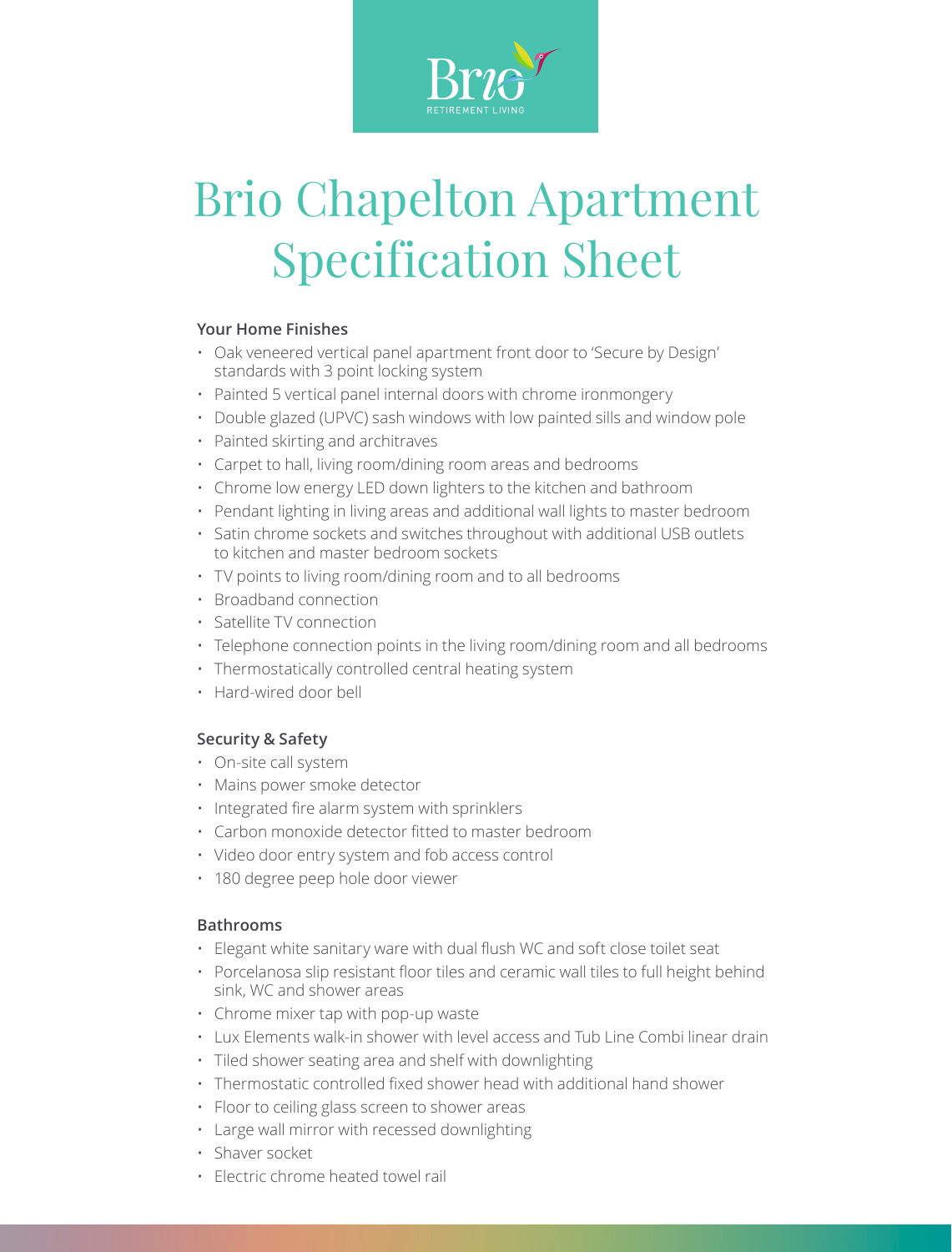# Brio Chapelton Apartment Specification Sheet

### Your Home Finishes

- Oak veneered vertical panel apartment front door to 'Secure by Design' standards with 3 point locking system
- Painted 5 vertical panel internal doors with chrome ironmongery
- Double glazed (UPVC) sash windows with low painted sills and window pole
- Painted skirting and architraves
- Carpet to hall, living room/dining room areas and bedrooms
- Chrome low energy LED down lighters to the kitchen and bathroom
- Pendant lighting in living areas and additional wall lights to master bedroom
- Satin chrome sockets and switches throughout with additional USB outlets to kitchen and master bedroom sockets
- TV points to living room/dining room and to all bedrooms
- Broadband connection
- Satellite TV connection
- Telephone connection points in the living room/dining room and all bedrooms
- Thermostatically controlled central heating system
- Hard-wired door bell

### Security & Safety

- On-site call system
- Mains power smoke detector
- Integrated fire alarm system with sprinklers
- Carbon monoxide detector fitted to master bedroom
- Video door entry system and fob access control
- 180 degree peep hole door viewer

### Bathrooms

- Elegant white sanitary ware with dual flush WC and soft close toilet seat
- Porcelanosa slip resistant floor tiles and ceramic wall tiles to full height behind sink, WC and shower areas
- Chrome mixer tap with pop-up waste
- Lux Elements walk-in shower with level access and Tub Line Combi linear drain
- Tiled shower seating area and shelf with downlighting
- Thermostatic controlled fixed shower head with additional hand shower
- Floor to ceiling glass screen to shower areas
- Large wall mirror with recessed downlighting
- Shaver socket
- Electric chrome heated towel rail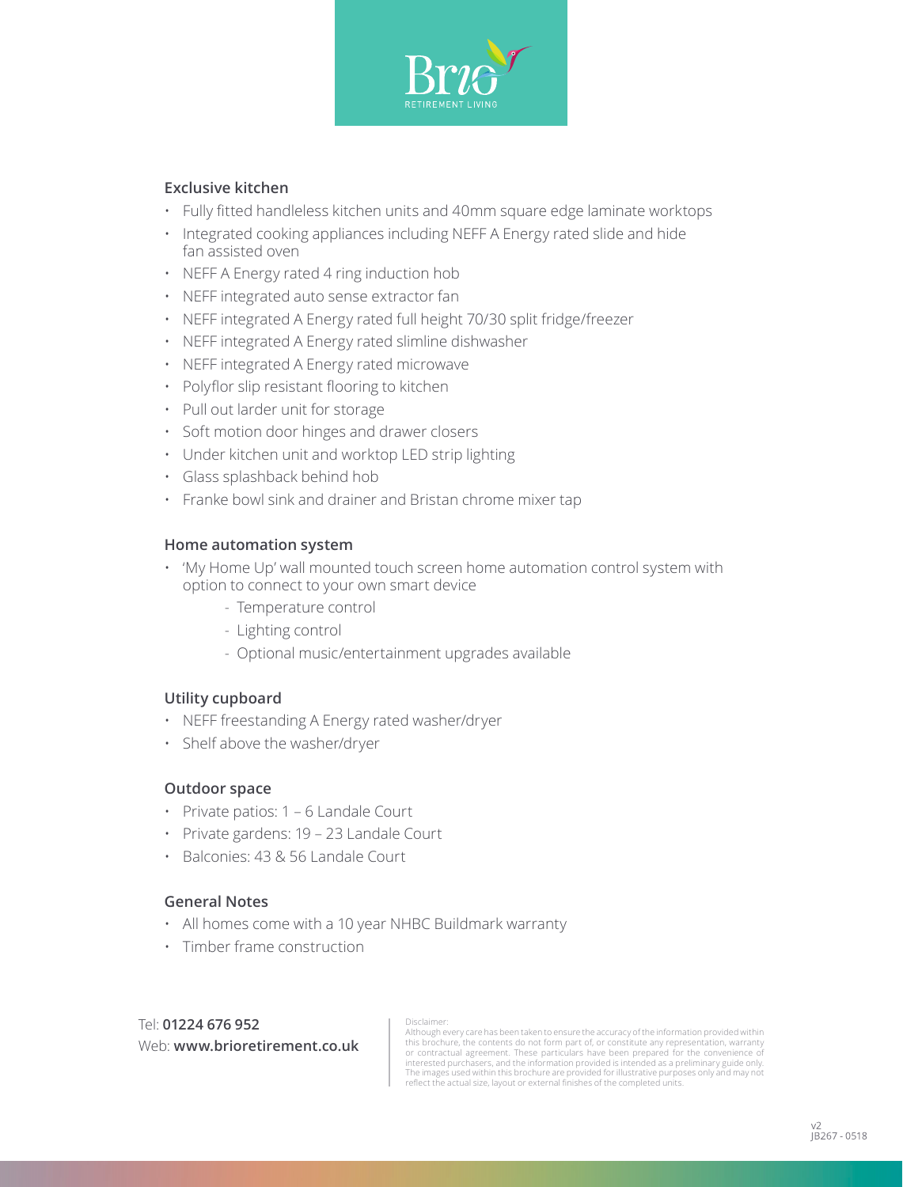Brio

RETIREMENT LIVING

### Exclusive kitchen

- Fully fitted handleless kitchen units and 40mm square edge laminate worktops
- Integrated cooking appliances including NEFF A Energy rated slide and hide fan assisted oven
- NEFF A Energy rated 4 ring induction hob
- NEFF integrated auto sense extractor fan
- NEFF integrated A Energy rated full height 70/30 split fridge/freezer
- NEFF integrated A Energy rated slimline dishwasher
- NEFF integrated A Energy rated microwave
- Polyflor slip resistant flooring to kitchen
- Pull out larder unit for storage
- Soft motion door hinges and drawer closers
- Under kitchen unit and worktop LED strip lighting
- Glass splashback behind hob
- Franke bowl sink and drainer and Bristan chrome mixer tap

### Home automation system

- 'My Home Up' wall mounted touch screen home automation control system with option to connect to your own smart device
  - Temperature control
  - Lighting control
  - Optional music/entertainment upgrades available

### Utility cupboard

- NEFF freestanding A Energy rated washer/dryer
- Shelf above the washer/dryer

### Outdoor space

- Private patios: 1 – 6 Landale Court
- Private gardens: 19 – 23 Landale Court
- Balconies: 43 & 56 Landale Court

### General Notes

- All homes come with a 10 year NHBC Buildmark warranty
- Timber frame construction

Tel: **01224 676 952**
Web: **www.brioretirement.co.uk**

Disclaimer:
Although every care has been taken to ensure the accuracy of the information provided within this brochure, the contents do not form part of, or constitute any representation, warranty or contractual agreement. These particulars have been prepared for the convenience of interested purchasers, and the information provided is intended as a preliminary guide only. The images used within this brochure are provided for illustrative purposes only and may not reflect the actual size, layout or external finishes of the completed units.

v2
JB267 - 0518